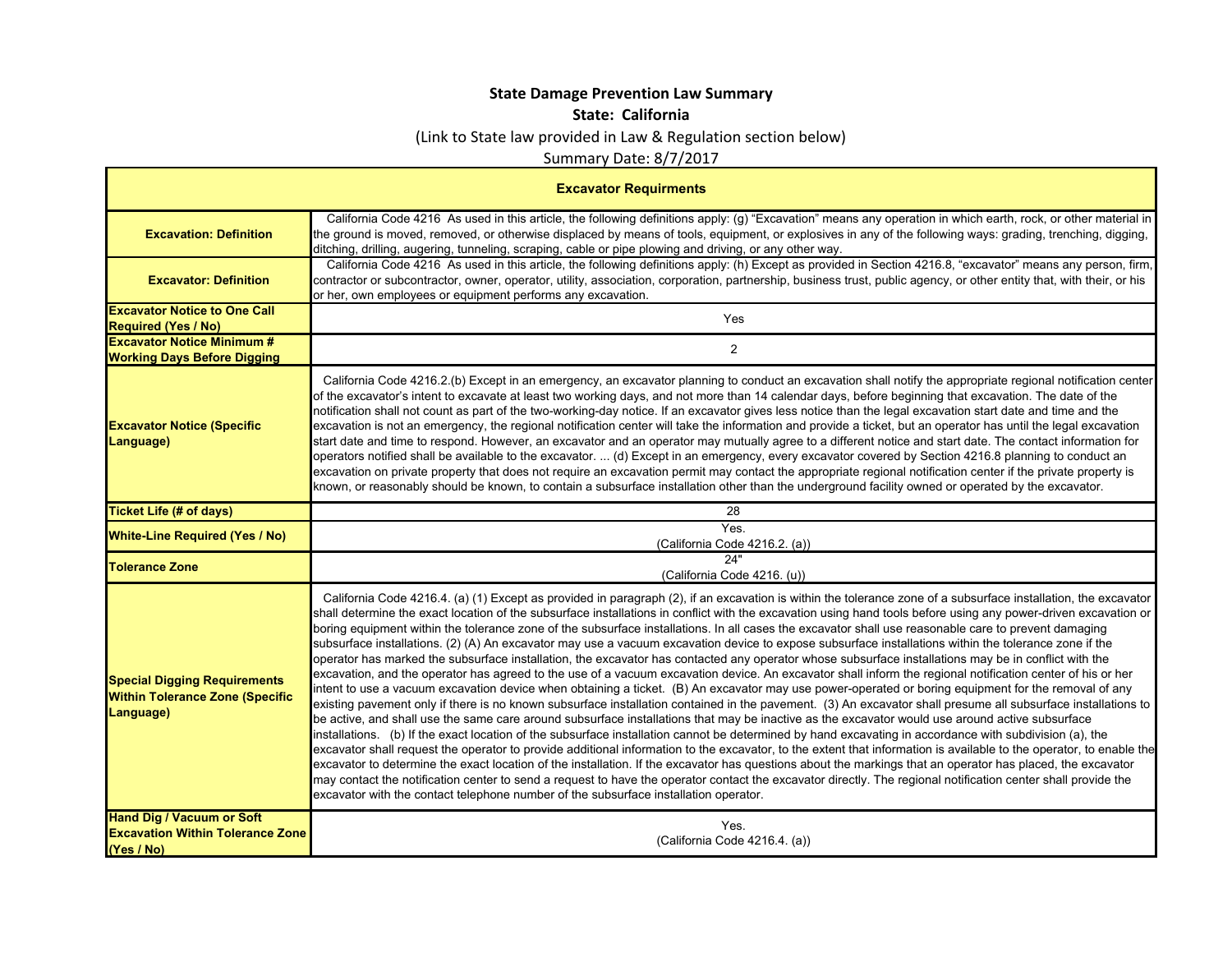# State Damage Prevention Law Summary

## State: California

(Link to State law provided in Law & Regulation section below)

Summary Date: 8/7/2017

| Excavator Requirments | |
|---|---|
| **Excavation: Definition** | California Code 4216 As used in this article, the following definitions apply: (g) “Excavation” means any operation in which earth, rock, or other material in the ground is moved, removed, or otherwise displaced by means of tools, equipment, or explosives in any of the following ways: grading, trenching, digging, ditching, drilling, augering, tunneling, scraping, cable or pipe plowing and driving, or any other way. |
| **Excavator: Definition** | California Code 4216 As used in this article, the following definitions apply: (h) Except as provided in Section 4216.8, “excavator” means any person, firm, contractor or subcontractor, owner, operator, utility, association, corporation, partnership, business trust, public agency, or other entity that, with their, or his or her, own employees or equipment performs any excavation. |
| **Excavator Notice to One Call Required (Yes / No)** | Yes |
| **Excavator Notice Minimum # Working Days Before Digging** | 2 |
| **Excavator Notice (Specific Language)** | California Code 4216.2.(b) Except in an emergency, an excavator planning to conduct an excavation shall notify the appropriate regional notification center of the excavator’s intent to excavate at least two working days, and not more than 14 calendar days, before beginning that excavation. The date of the notification shall not count as part of the two-working-day notice. If an excavator gives less notice than the legal excavation start date and time and the excavation is not an emergency, the regional notification center will take the information and provide a ticket, but an operator has until the legal excavation start date and time to respond. However, an excavator and an operator may mutually agree to a different notice and start date. The contact information for operators notified shall be available to the excavator. ... (d) Except in an emergency, every excavator covered by Section 4216.8 planning to conduct an excavation on private property that does not require an excavation permit may contact the appropriate regional notification center if the private property is known, or reasonably should be known, to contain a subsurface installation other than the underground facility owned or operated by the excavator. |
| **Ticket Life (# of days)** | 28 |
| **White-Line Required (Yes / No)** | Yes. (California Code 4216.2. (a)) |
| **Tolerance Zone** | 24" (California Code 4216. (u)) |
| **Special Digging Requirements Within Tolerance Zone (Specific Language)** | California Code 4216.4. (a) (1) Except as provided in paragraph (2), if an excavation is within the tolerance zone of a subsurface installation, the excavator shall determine the exact location of the subsurface installations in conflict with the excavation using hand tools before using any power-driven excavation or boring equipment within the tolerance zone of the subsurface installations. In all cases the excavator shall use reasonable care to prevent damaging subsurface installations. (2) (A) An excavator may use a vacuum excavation device to expose subsurface installations within the tolerance zone if the operator has marked the subsurface installation, the excavator has contacted any operator whose subsurface installations may be in conflict with the excavation, and the operator has agreed to the use of a vacuum excavation device. An excavator shall inform the regional notification center of his or her intent to use a vacuum excavation device when obtaining a ticket. (B) An excavator may use power-operated or boring equipment for the removal of any existing pavement only if there is no known subsurface installation contained in the pavement. (3) An excavator shall presume all subsurface installations to be active, and shall use the same care around subsurface installations that may be inactive as the excavator would use around active subsurface installations. (b) If the exact location of the subsurface installation cannot be determined by hand excavating in accordance with subdivision (a), the excavator shall request the operator to provide additional information to the excavator, to the extent that information is available to the operator, to enable the excavator to determine the exact location of the installation. If the excavator has questions about the markings that an operator has placed, the excavator may contact the notification center to send a request to have the operator contact the excavator directly. The regional notification center shall provide the excavator with the contact telephone number of the subsurface installation operator. |
| **Hand Dig / Vacuum or Soft Excavation Within Tolerance Zone (Yes / No)** | Yes. (California Code 4216.4. (a)) |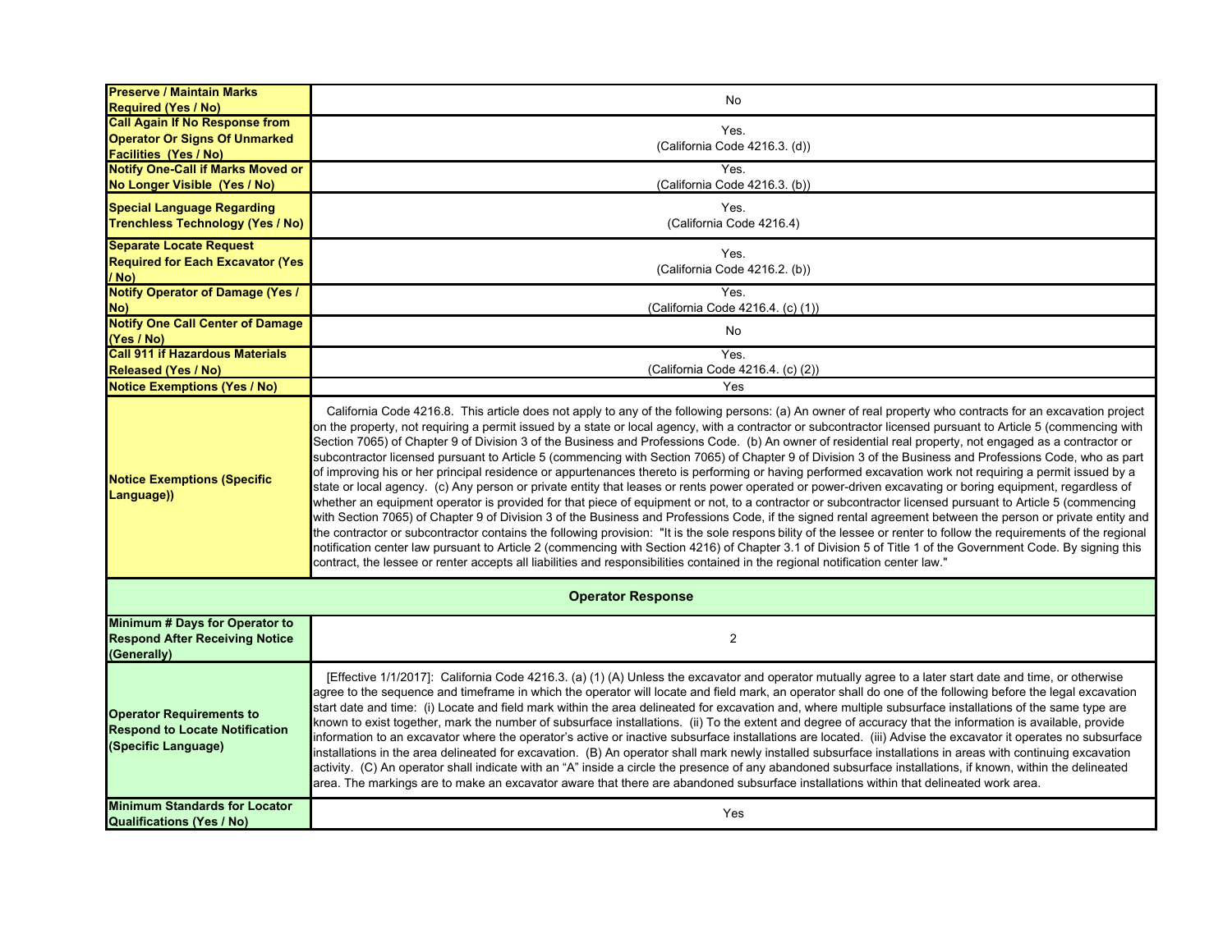| | |
|---|---|
| **Preserve / Maintain Marks Required (Yes / No)** | No |
| **Call Again If No Response from Operator Or Signs Of Unmarked Facilities (Yes / No)** | Yes. (California Code 4216.3. (d)) |
| **Notify One-Call if Marks Moved or No Longer Visible (Yes / No)** | Yes. (California Code 4216.3. (b)) |
| **Special Language Regarding Trenchless Technology (Yes / No)** | Yes. (California Code 4216.4) |
| **Separate Locate Request Required for Each Excavator (Yes / No)** | Yes. (California Code 4216.2. (b)) |
| **Notify Operator of Damage (Yes / No)** | Yes. (California Code 4216.4. (c) (1)) |
| **Notify One Call Center of Damage (Yes / No)** | No |
| **Call 911 if Hazardous Materials Released (Yes / No)** | Yes. (California Code 4216.4. (c) (2)) |
| **Notice Exemptions (Yes / No)** | Yes |
| **Notice Exemptions (Specific Language))** | California Code 4216.8. This article does not apply to any of the following persons: (a) An owner of real property who contracts for an excavation project on the property, not requiring a permit issued by a state or local agency, with a contractor or subcontractor licensed pursuant to Article 5 (commencing with Section 7065) of Chapter 9 of Division 3 of the Business and Professions Code. (b) An owner of residential real property, not engaged as a contractor or subcontractor licensed pursuant to Article 5 (commencing with Section 7065) of Chapter 9 of Division 3 of the Business and Professions Code, who as part of improving his or her principal residence or appurtenances thereto is performing or having performed excavation work not requiring a permit issued by a state or local agency. (c) Any person or private entity that leases or rents power operated or power-driven excavating or boring equipment, regardless of whether an equipment operator is provided for that piece of equipment or not, to a contractor or subcontractor licensed pursuant to Article 5 (commencing with Section 7065) of Chapter 9 of Division 3 of the Business and Professions Code, if the signed rental agreement between the person or private entity and the contractor or subcontractor contains the following provision: "It is the sole respons bility of the lessee or renter to follow the requirements of the regional notification center law pursuant to Article 2 (commencing with Section 4216) of Chapter 3.1 of Division 5 of Title 1 of the Government Code. By signing this contract, the lessee or renter accepts all liabilities and responsibilities contained in the regional notification center law." |
| **Operator Response** | |
| **Minimum # Days for Operator to Respond After Receiving Notice (Generally)** | 2 |
| **Operator Requirements to Respond to Locate Notification (Specific Language)** | [Effective 1/1/2017]: California Code 4216.3. (a) (1) (A) Unless the excavator and operator mutually agree to a later start date and time, or otherwise agree to the sequence and timeframe in which the operator will locate and field mark, an operator shall do one of the following before the legal excavation start date and time: (i) Locate and field mark within the area delineated for excavation and, where multiple subsurface installations of the same type are known to exist together, mark the number of subsurface installations. (ii) To the extent and degree of accuracy that the information is available, provide information to an excavator where the operator's active or inactive subsurface installations are located. (iii) Advise the excavator it operates no subsurface installations in the area delineated for excavation. (B) An operator shall mark newly installed subsurface installations in areas with continuing excavation activity. (C) An operator shall indicate with an "A" inside a circle the presence of any abandoned subsurface installations, if known, within the delineated area. The markings are to make an excavator aware that there are abandoned subsurface installations within that delineated work area. |
| **Minimum Standards for Locator Qualifications (Yes / No)** | Yes |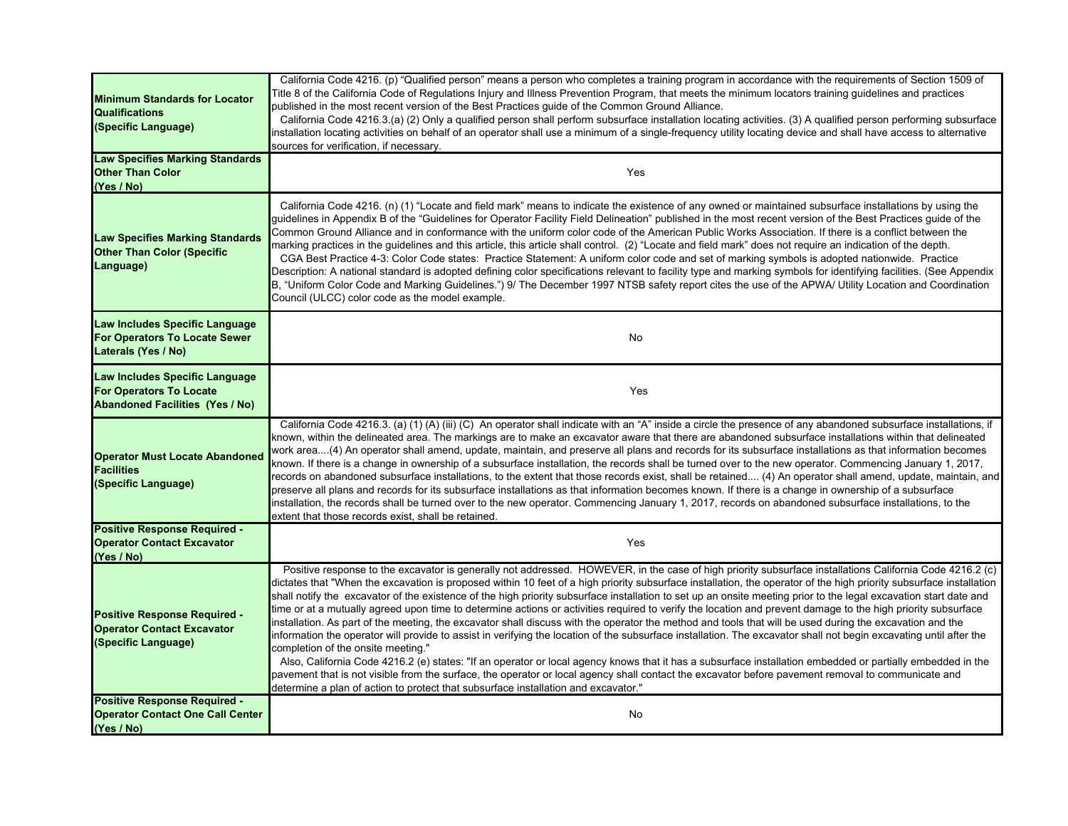| | |
|---|---|
| **Minimum Standards for Locator Qualifications (Specific Language)** | California Code 4216. (p) "Qualified person" means a person who completes a training program in accordance with the requirements of Section 1509 of Title 8 of the California Code of Regulations Injury and Illness Prevention Program, that meets the minimum locators training guidelines and practices published in the most recent version of the Best Practices guide of the Common Ground Alliance. California Code 4216.3.(a) (2) Only a qualified person shall perform subsurface installation locating activities. (3) A qualified person performing subsurface installation locating activities on behalf of an operator shall use a minimum of a single-frequency utility locating device and shall have access to alternative sources for verification, if necessary. |
| **Law Specifies Marking Standards Other Than Color (Yes / No)** | Yes |
| **Law Specifies Marking Standards Other Than Color (Specific Language)** | California Code 4216. (n) (1) "Locate and field mark" means to indicate the existence of any owned or maintained subsurface installations by using the guidelines in Appendix B of the "Guidelines for Operator Facility Field Delineation" published in the most recent version of the Best Practices guide of the Common Ground Alliance and in conformance with the uniform color code of the American Public Works Association. If there is a conflict between the marking practices in the guidelines and this article, this article shall control. (2) "Locate and field mark" does not require an indication of the depth. CGA Best Practice 4-3: Color Code states: Practice Statement: A uniform color code and set of marking symbols is adopted nationwide. Practice Description: A national standard is adopted defining color specifications relevant to facility type and marking symbols for identifying facilities. (See Appendix B, "Uniform Color Code and Marking Guidelines.") 9/ The December 1997 NTSB safety report cites the use of the APWA/ Utility Location and Coordination Council (ULCC) color code as the model example. |
| **Law Includes Specific Language For Operators To Locate Sewer Laterals (Yes / No)** | No |
| **Law Includes Specific Language For Operators To Locate Abandoned Facilities (Yes / No)** | Yes |
| **Operator Must Locate Abandoned Facilities (Specific Language)** | California Code 4216.3. (a) (1) (A) (iii) (C) An operator shall indicate with an "A" inside a circle the presence of any abandoned subsurface installations, if known, within the delineated area. The markings are to make an excavator aware that there are abandoned subsurface installations within that delineated work area....(4) An operator shall amend, update, maintain, and preserve all plans and records for its subsurface installations as that information becomes known. If there is a change in ownership of a subsurface installation, the records shall be turned over to the new operator. Commencing January 1, 2017, records on abandoned subsurface installations, to the extent that those records exist, shall be retained.... (4) An operator shall amend, update, maintain, and preserve all plans and records for its subsurface installations as that information becomes known. If there is a change in ownership of a subsurface installation, the records shall be turned over to the new operator. Commencing January 1, 2017, records on abandoned subsurface installations, to the extent that those records exist, shall be retained. |
| **Positive Response Required - Operator Contact Excavator (Yes / No)** | Yes |
| **Positive Response Required - Operator Contact Excavator (Specific Language)** | Positive response to the excavator is generally not addressed. HOWEVER, in the case of high priority subsurface installations California Code 4216.2 (c) dictates that "When the excavation is proposed within 10 feet of a high priority subsurface installation, the operator of the high priority subsurface installation shall notify the excavator of the existence of the high priority subsurface installation to set up an onsite meeting prior to the legal excavation start date and time or at a mutually agreed upon time to determine actions or activities required to verify the location and prevent damage to the high priority subsurface installation. As part of the meeting, the excavator shall discuss with the operator the method and tools that will be used during the excavation and the information the operator will provide to assist in verifying the location of the subsurface installation. The excavator shall not begin excavating until after the completion of the onsite meeting." Also, California Code 4216.2 (e) states: "If an operator or local agency knows that it has a subsurface installation embedded or partially embedded in the pavement that is not visible from the surface, the operator or local agency shall contact the excavator before pavement removal to communicate and determine a plan of action to protect that subsurface installation and excavator." |
| **Positive Response Required - Operator Contact One Call Center (Yes / No)** | No |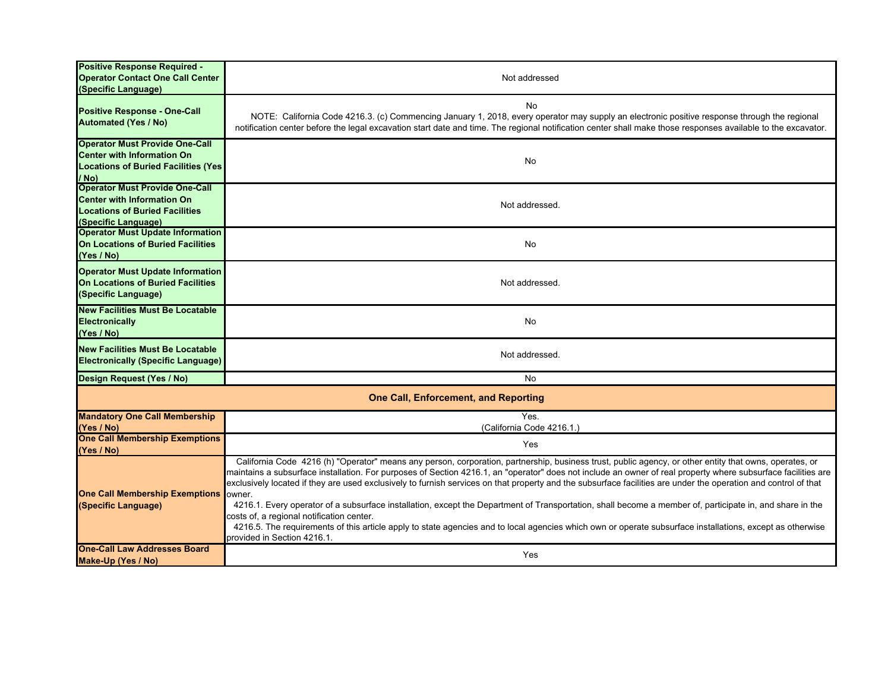| | |
|---|---|
| **Positive Response Required - Operator Contact One Call Center (Specific Language)** | Not addressed |
| **Positive Response - One-Call Automated (Yes / No)** | No<br>NOTE: California Code 4216.3. (c) Commencing January 1, 2018, every operator may supply an electronic positive response through the regional notification center before the legal excavation start date and time. The regional notification center shall make those responses available to the excavator. |
| **Operator Must Provide One-Call Center with Information On Locations of Buried Facilities (Yes / No)** | No |
| **Operator Must Provide One-Call Center with Information On Locations of Buried Facilities (Specific Language)** | Not addressed. |
| **Operator Must Update Information On Locations of Buried Facilities (Yes / No)** | No |
| **Operator Must Update Information On Locations of Buried Facilities (Specific Language)** | Not addressed. |
| **New Facilities Must Be Locatable Electronically (Yes / No)** | No |
| **New Facilities Must Be Locatable Electronically (Specific Language)** | Not addressed. |
| **Design Request (Yes / No)** | No |
| **One Call, Enforcement, and Reporting** | |
| **Mandatory One Call Membership (Yes / No)** | Yes.<br>(California Code 4216.1.) |
| **One Call Membership Exemptions (Yes / No)** | Yes |
| **One Call Membership Exemptions (Specific Language)** | California Code 4216 (h) "Operator" means any person, corporation, partnership, business trust, public agency, or other entity that owns, operates, or maintains a subsurface installation. For purposes of Section 4216.1, an "operator" does not include an owner of real property where subsurface facilities are exclusively located if they are used exclusively to furnish services on that property and the subsurface facilities are under the operation and control of that owner.<br>4216.1. Every operator of a subsurface installation, except the Department of Transportation, shall become a member of, participate in, and share in the costs of, a regional notification center.<br>4216.5. The requirements of this article apply to state agencies and to local agencies which own or operate subsurface installations, except as otherwise provided in Section 4216.1. |
| **One-Call Law Addresses Board Make-Up (Yes / No)** | Yes |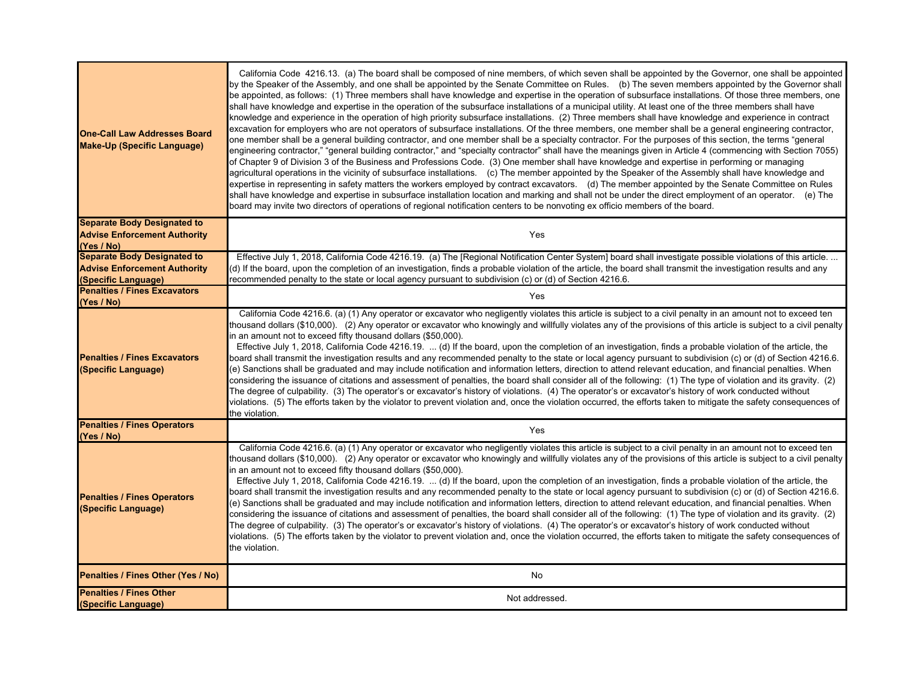| | |
|---|---|
| **One-Call Law Addresses Board Make-Up (Specific Language)** | California Code 4216.13. (a) The board shall be composed of nine members, of which seven shall be appointed by the Governor, one shall be appointed by the Speaker of the Assembly, and one shall be appointed by the Senate Committee on Rules. (b) The seven members appointed by the Governor shall be appointed, as follows: (1) Three members shall have knowledge and expertise in the operation of subsurface installations. Of those three members, one shall have knowledge and expertise in the operation of the subsurface installations of a municipal utility. At least one of the three members shall have knowledge and experience in the operation of high priority subsurface installations. (2) Three members shall have knowledge and experience in contract excavation for employers who are not operators of subsurface installations. Of the three members, one member shall be a general engineering contractor, one member shall be a general building contractor, and one member shall be a specialty contractor. For the purposes of this section, the terms "general engineering contractor," "general building contractor," and "specialty contractor" shall have the meanings given in Article 4 (commencing with Section 7055) of Chapter 9 of Division 3 of the Business and Professions Code. (3) One member shall have knowledge and expertise in performing or managing agricultural operations in the vicinity of subsurface installations. (c) The member appointed by the Speaker of the Assembly shall have knowledge and expertise in representing in safety matters the workers employed by contract excavators. (d) The member appointed by the Senate Committee on Rules shall have knowledge and expertise in subsurface installation location and marking and shall not be under the direct employment of an operator. (e) The board may invite two directors of operations of regional notification centers to be nonvoting ex officio members of the board. |
| **Separate Body Designated to Advise Enforcement Authority (Yes / No)** | Yes |
| **Separate Body Designated to Advise Enforcement Authority (Specific Language)** | Effective July 1, 2018, California Code 4216.19. (a) The [Regional Notification Center System] board shall investigate possible violations of this article. ... (d) If the board, upon the completion of an investigation, finds a probable violation of the article, the board shall transmit the investigation results and any recommended penalty to the state or local agency pursuant to subdivision (c) or (d) of Section 4216.6. |
| **Penalties / Fines Excavators (Yes / No)** | Yes |
| **Penalties / Fines Excavators (Specific Language)** | California Code 4216.6. (a) (1) Any operator or excavator who negligently violates this article is subject to a civil penalty in an amount not to exceed ten thousand dollars ($10,000). (2) Any operator or excavator who knowingly and willfully violates any of the provisions of this article is subject to a civil penalty in an amount not to exceed fifty thousand dollars ($50,000).<br>Effective July 1, 2018, California Code 4216.19. ... (d) If the board, upon the completion of an investigation, finds a probable violation of the article, the board shall transmit the investigation results and any recommended penalty to the state or local agency pursuant to subdivision (c) or (d) of Section 4216.6. (e) Sanctions shall be graduated and may include notification and information letters, direction to attend relevant education, and financial penalties. When considering the issuance of citations and assessment of penalties, the board shall consider all of the following: (1) The type of violation and its gravity. (2) The degree of culpability. (3) The operator's or excavator's history of violations. (4) The operator's or excavator's history of work conducted without violations. (5) The efforts taken by the violator to prevent violation and, once the violation occurred, the efforts taken to mitigate the safety consequences of the violation. |
| **Penalties / Fines Operators (Yes / No)** | Yes |
| **Penalties / Fines Operators (Specific Language)** | California Code 4216.6. (a) (1) Any operator or excavator who negligently violates this article is subject to a civil penalty in an amount not to exceed ten thousand dollars ($10,000). (2) Any operator or excavator who knowingly and willfully violates any of the provisions of this article is subject to a civil penalty in an amount not to exceed fifty thousand dollars ($50,000).<br>Effective July 1, 2018, California Code 4216.19. ... (d) If the board, upon the completion of an investigation, finds a probable violation of the article, the board shall transmit the investigation results and any recommended penalty to the state or local agency pursuant to subdivision (c) or (d) of Section 4216.6. (e) Sanctions shall be graduated and may include notification and information letters, direction to attend relevant education, and financial penalties. When considering the issuance of citations and assessment of penalties, the board shall consider all of the following: (1) The type of violation and its gravity. (2) The degree of culpability. (3) The operator's or excavator's history of violations. (4) The operator's or excavator's history of work conducted without violations. (5) The efforts taken by the violator to prevent violation and, once the violation occurred, the efforts taken to mitigate the safety consequences of the violation. |
| **Penalties / Fines Other (Yes / No)** | No |
| **Penalties / Fines Other (Specific Language)** | Not addressed. |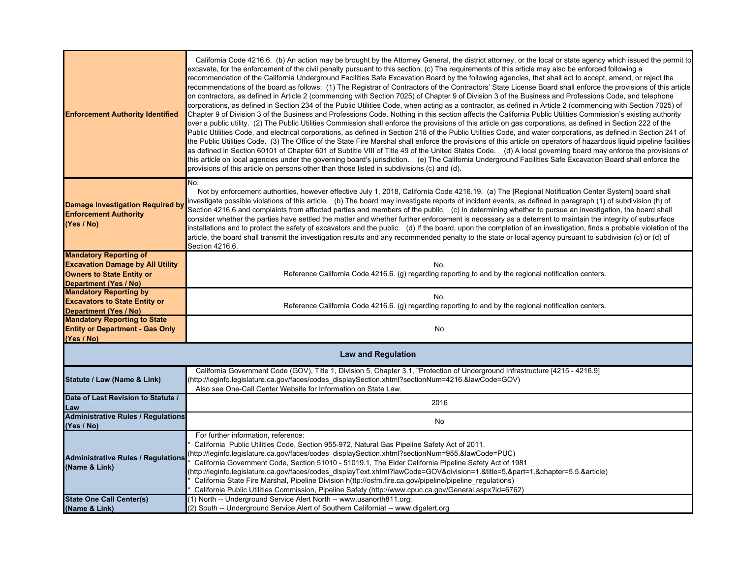| | |
|---|---|
| **Enforcement Authority Identified** | California Code 4216.6. (b) An action may be brought by the Attorney General, the district attorney, or the local or state agency which issued the permit to excavate, for the enforcement of the civil penalty pursuant to this section. (c) The requirements of this article may also be enforced following a recommendation of the California Underground Facilities Safe Excavation Board by the following agencies, that shall act to accept, amend, or reject the recommendations of the board as follows: (1) The Registrar of Contractors of the Contractors' State License Board shall enforce the provisions of this article on contractors, as defined in Article 2 (commencing with Section 7025) of Chapter 9 of Division 3 of the Business and Professions Code, and telephone corporations, as defined in Section 234 of the Public Utilities Code, when acting as a contractor, as defined in Article 2 (commencing with Section 7025) of Chapter 9 of Division 3 of the Business and Professions Code. Nothing in this section affects the California Public Utilities Commission's existing authority over a public utility. (2) The Public Utilities Commission shall enforce the provisions of this article on gas corporations, as defined in Section 222 of the Public Utilities Code, and electrical corporations, as defined in Section 218 of the Public Utilities Code, and water corporations, as defined in Section 241 of the Public Utilities Code. (3) The Office of the State Fire Marshal shall enforce the provisions of this article on operators of hazardous liquid pipeline facilities as defined in Section 60101 of Chapter 601 of Subtitle VIII of Title 49 of the United States Code. (d) A local governing board may enforce the provisions of this article on local agencies under the governing board's jurisdiction. (e) The California Underground Facilities Safe Excavation Board shall enforce the provisions of this article on persons other than those listed in subdivisions (c) and (d). |
| **Damage Investigation Required by Enforcement Authority (Yes / No)** | No.<br>Not by enforcement authorities, however effective July 1, 2018, California Code 4216.19. (a) The [Regional Notification Center System] board shall investigate possible violations of this article. (b) The board may investigate reports of incident events, as defined in paragraph (1) of subdivision (h) of Section 4216.6 and complaints from affected parties and members of the public. (c) In determining whether to pursue an investigation, the board shall consider whether the parties have settled the matter and whether further enforcement is necessary as a deterrent to maintain the integrity of subsurface installations and to protect the safety of excavators and the public. (d) If the board, upon the completion of an investigation, finds a probable violation of the article, the board shall transmit the investigation results and any recommended penalty to the state or local agency pursuant to subdivision (c) or (d) of Section 4216.6. |
| **Mandatory Reporting of Excavation Damage by All Utility Owners to State Entity or Department (Yes / No)** | No.<br>Reference California Code 4216.6. (g) regarding reporting to and by the regional notification centers. |
| **Mandatory Reporting by Excavators to State Entity or Department (Yes / No)** | No.<br>Reference California Code 4216.6. (g) regarding reporting to and by the regional notification centers. |
| **Mandatory Reporting to State Entity or Department - Gas Only (Yes / No)** | No |
| **Law and Regulation** | |
| **Statute / Law (Name & Link)** | California Government Code (GOV), Title 1, Division 5, Chapter 3.1, "Protection of Underground Infrastructure [4215 - 4216.9] (http://leginfo.legislature.ca.gov/faces/codes_displaySection.xhtml?sectionNum=4216.&lawCode=GOV)<br>Also see One-Call Center Website for Information on State Law. |
| **Date of Last Revision to Statute / Law** | 2016 |
| **Administrative Rules / Regulations (Yes / No)** | No |
| **Administrative Rules / Regulations (Name & Link)** | For further information, reference:<br>* California Public Utilities Code, Section 955-972, Natural Gas Pipeline Safety Act of 2011. (http://leginfo.legislature.ca.gov/faces/codes_displaySection.xhtml?sectionNum=955.&lawCode=PUC)<br>* California Government Code, Section 51010 - 51019.1, The Elder California Pipeline Safety Act of 1981 (http://leginfo.legislature.ca.gov/faces/codes_displayText.xhtml?lawCode=GOV&division=1.&title=5.&part=1.&chapter=5.5.&article)<br>* California State Fire Marshal, Pipeline Division h(ttp://osfm.fire.ca.gov/pipeline/pipeline_regulations)<br>* California Public Utilities Commission, Pipeline Safety (http://www.cpuc.ca.gov/General.aspx?id=6762) |
| **State One Call Center(s) (Name & Link)** | (1) North -- Underground Service Alert North -- www.usanorth811.org;<br>(2) South -- Underground Service Alert of Southern Californiat -- www.digalert.org |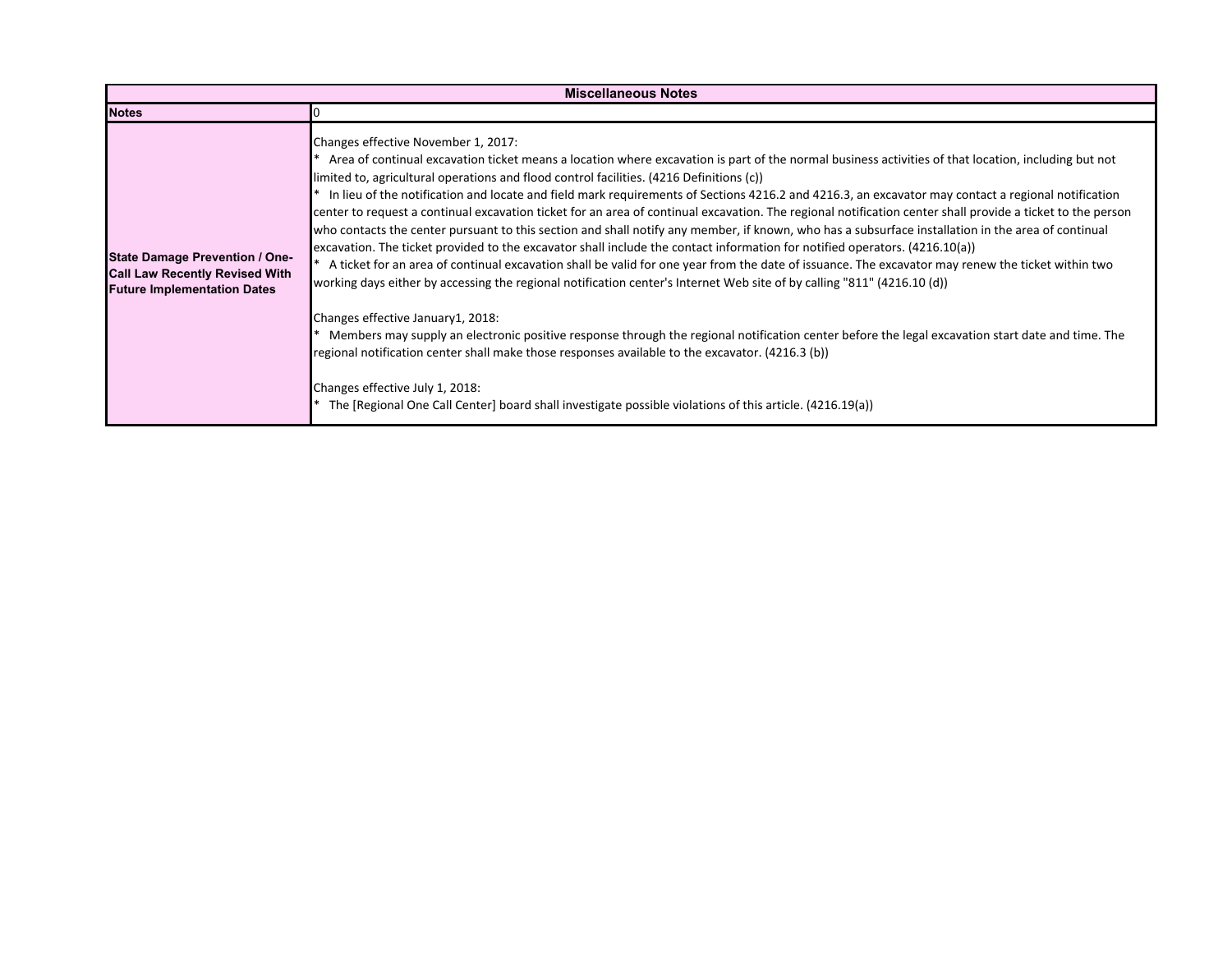| Miscellaneous Notes | |
|---|---|
| **Notes** | 0 |
| **State Damage Prevention / One-Call Law Recently Revised With Future Implementation Dates** | Changes effective November 1, 2017:<br>* Area of continual excavation ticket means a location where excavation is part of the normal business activities of that location, including but not limited to, agricultural operations and flood control facilities. (4216 Definitions (c))<br>* In lieu of the notification and locate and field mark requirements of Sections 4216.2 and 4216.3, an excavator may contact a regional notification center to request a continual excavation ticket for an area of continual excavation. The regional notification center shall provide a ticket to the person who contacts the center pursuant to this section and shall notify any member, if known, who has a subsurface installation in the area of continual excavation. The ticket provided to the excavator shall include the contact information for notified operators. (4216.10(a))<br>* A ticket for an area of continual excavation shall be valid for one year from the date of issuance. The excavator may renew the ticket within two working days either by accessing the regional notification center's Internet Web site of by calling "811" (4216.10 (d))<br><br>Changes effective January1, 2018:<br>* Members may supply an electronic positive response through the regional notification center before the legal excavation start date and time. The regional notification center shall make those responses available to the excavator. (4216.3 (b))<br><br>Changes effective July 1, 2018:<br>* The [Regional One Call Center] board shall investigate possible violations of this article. (4216.19(a)) |